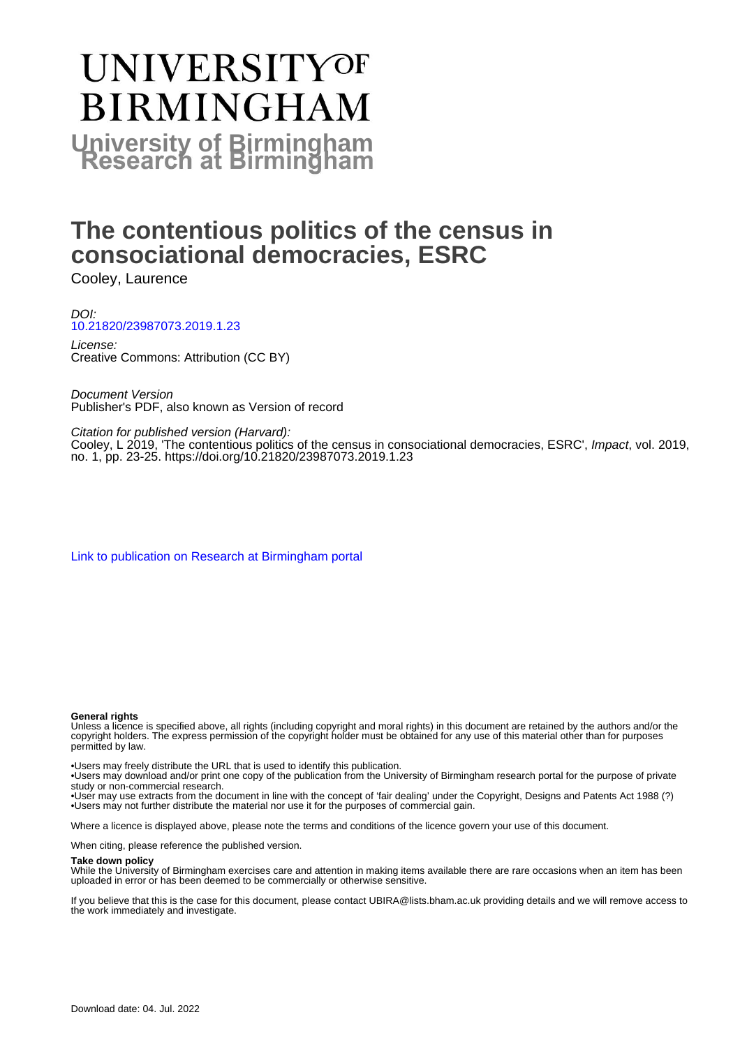# UNIVERSITY OF BIRMINGHAM

## University of Birmingham Research at Birmingham

# The contentious politics of the census in consociational democracies, ESRC

Cooley, Laurence

*DOI:*
[10.21820/23987073.2019.1.23](https://doi.org/10.21820/23987073.2019.1.23)

*License:*
Creative Commons: Attribution (CC BY)

*Document Version*
Publisher's PDF, also known as Version of record

*Citation for published version (Harvard):*
Cooley, L 2019, 'The contentious politics of the census in consociational democracies, ESRC', *Impact*, vol. 2019, no. 1, pp. 23-25. https://doi.org/10.21820/23987073.2019.1.23

[Link to publication on Research at Birmingham portal](#)

**General rights**

Unless a licence is specified above, all rights (including copyright and moral rights) in this document are retained by the authors and/or the copyright holders. The express permission of the copyright holder must be obtained for any use of this material other than for purposes permitted by law.

•Users may freely distribute the URL that is used to identify this publication.
•Users may download and/or print one copy of the publication from the University of Birmingham research portal for the purpose of private study or non-commercial research.
•User may use extracts from the document in line with the concept of 'fair dealing' under the Copyright, Designs and Patents Act 1988 (?)
•Users may not further distribute the material nor use it for the purposes of commercial gain.

Where a licence is displayed above, please note the terms and conditions of the licence govern your use of this document.

When citing, please reference the published version.

**Take down policy**

While the University of Birmingham exercises care and attention in making items available there are rare occasions when an item has been uploaded in error or has been deemed to be commercially or otherwise sensitive.

If you believe that this is the case for this document, please contact UBIRA@lists.bham.ac.uk providing details and we will remove access to the work immediately and investigate.

Download date: 04. Jul. 2022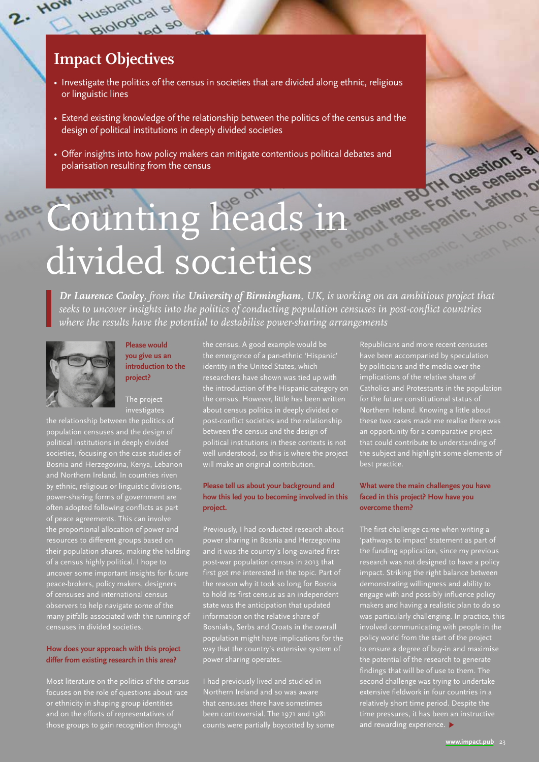## Impact Objectives

- Investigate the politics of the census in societies that are divided along ethnic, religious or linguistic lines
- Extend existing knowledge of the relationship between the politics of the census and the design of political institutions in deeply divided societies
- Offer insights into how policy makers can mitigate contentious political debates and polarisation resulting from the census

# Counting heads in divided societies

***Dr Laurence Cooley**, from the **University of Birmingham**, UK, is working on an ambitious project that seeks to uncover insights into the politics of conducting population censuses in post-conflict countries where the results have the potential to destabilise power-sharing arrangements*

**Please would you give us an introduction to the project?**

The project investigates the relationship between the politics of population censuses and the design of political institutions in deeply divided societies, focusing on the case studies of Bosnia and Herzegovina, Kenya, Lebanon and Northern Ireland. In countries riven by ethnic, religious or linguistic divisions, power-sharing forms of government are often adopted following conflicts as part of peace agreements. This can involve the proportional allocation of power and resources to different groups based on their population shares, making the holding of a census highly political. I hope to uncover some important insights for future peace-brokers, policy makers, designers of censuses and international census observers to help navigate some of the many pitfalls associated with the running of censuses in divided societies.

**How does your approach with this project differ from existing research in this area?**

Most literature on the politics of the census focuses on the role of questions about race or ethnicity in shaping group identities and on the efforts of representatives of those groups to gain recognition through the census. A good example would be the emergence of a pan-ethnic 'Hispanic' identity in the United States, which researchers have shown was tied up with the introduction of the Hispanic category on the census. However, little has been written about census politics in deeply divided or post-conflict societies and the relationship between the census and the design of political institutions in these contexts is not well understood, so this is where the project will make an original contribution.

**Please tell us about your background and how this led you to becoming involved in this project.**

Previously, I had conducted research about power sharing in Bosnia and Herzegovina and it was the country's long-awaited first post-war population census in 2013 that first got me interested in the topic. Part of the reason why it took so long for Bosnia to hold its first census as an independent state was the anticipation that updated information on the relative share of Bosniaks, Serbs and Croats in the overall population might have implications for the way that the country's extensive system of power sharing operates.

I had previously lived and studied in Northern Ireland and so was aware that censuses there have sometimes been controversial. The 1971 and 1981 counts were partially boycotted by some Republicans and more recent censuses have been accompanied by speculation by politicians and the media over the implications of the relative share of Catholics and Protestants in the population for the future constitutional status of Northern Ireland. Knowing a little about these two cases made me realise there was an opportunity for a comparative project that could contribute to understanding of the subject and highlight some elements of best practice.

**What were the main challenges you have faced in this project? How have you overcome them?**

The first challenge came when writing a 'pathways to impact' statement as part of the funding application, since my previous research was not designed to have a policy impact. Striking the right balance between demonstrating willingness and ability to engage with and possibly influence policy makers and having a realistic plan to do so was particularly challenging. In practice, this involved communicating with people in the policy world from the start of the project to ensure a degree of buy-in and maximise the potential of the research to generate findings that will be of use to them. The second challenge was trying to undertake extensive fieldwork in four countries in a relatively short time period. Despite the time pressures, it has been an instructive and rewarding experience.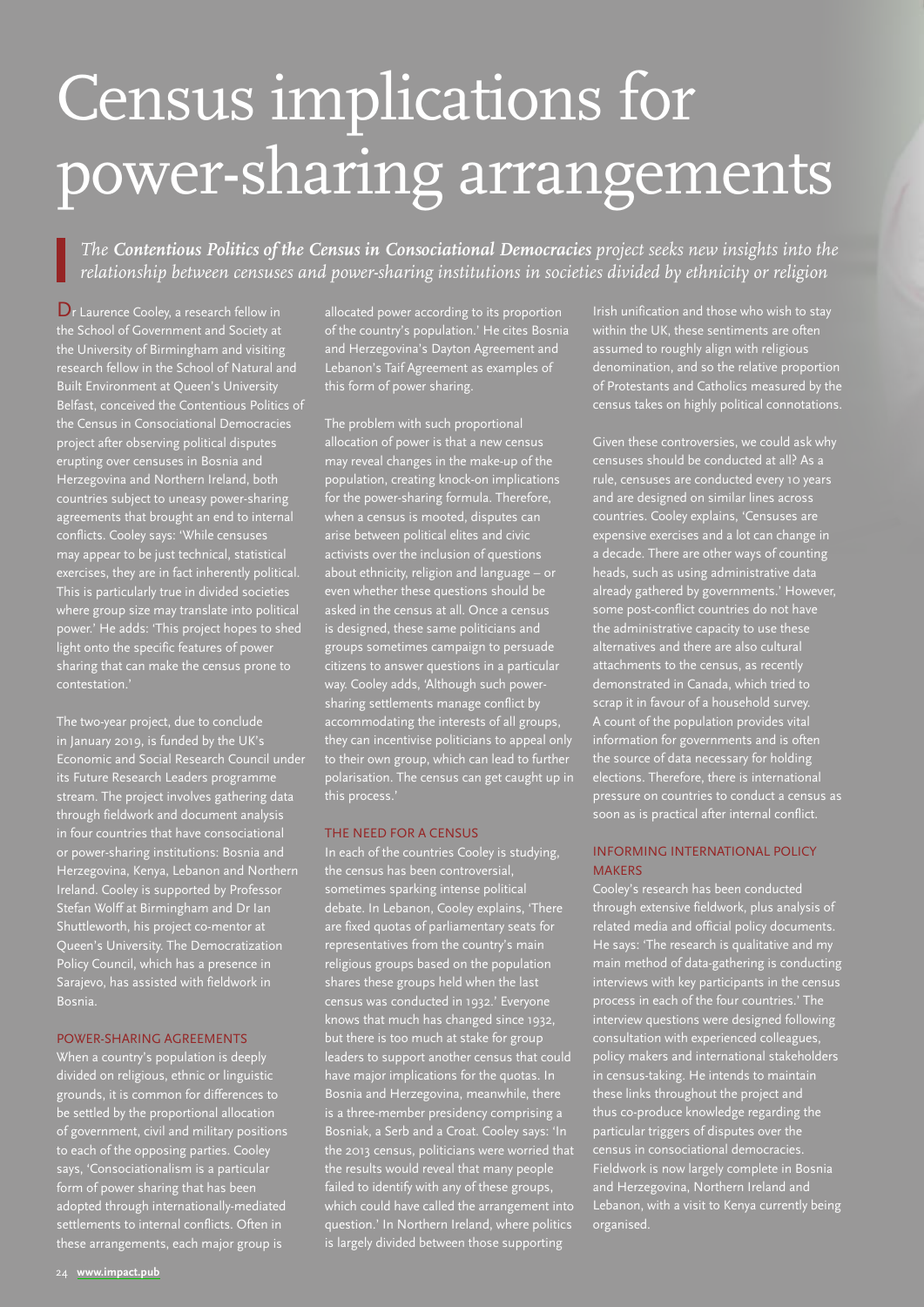# Census implications for power-sharing arrangements

*The **Contentious Politics of the Census in Consociational Democracies** project seeks new insights into the relationship between censuses and power-sharing institutions in societies divided by ethnicity or religion*

Dr Laurence Cooley, a research fellow in the School of Government and Society at the University of Birmingham and visiting research fellow in the School of Natural and Built Environment at Queen's University Belfast, conceived the Contentious Politics of the Census in Consociational Democracies project after observing political disputes erupting over censuses in Bosnia and Herzegovina and Northern Ireland, both countries subject to uneasy power-sharing agreements that brought an end to internal conflicts. Cooley says: 'While censuses may appear to be just technical, statistical exercises, they are in fact inherently political. This is particularly true in divided societies where group size may translate into political power.' He adds: 'This project hopes to shed light onto the specific features of power sharing that can make the census prone to contestation.'

The two-year project, due to conclude in January 2019, is funded by the UK's Economic and Social Research Council under its Future Research Leaders programme stream. The project involves gathering data through fieldwork and document analysis in four countries that have consociational or power-sharing institutions: Bosnia and Herzegovina, Kenya, Lebanon and Northern Ireland. Cooley is supported by Professor Stefan Wolff at Birmingham and Dr Ian Shuttleworth, his project co-mentor at Queen's University. The Democratization Policy Council, which has a presence in Sarajevo, has assisted with fieldwork in Bosnia.

## POWER-SHARING AGREEMENTS

When a country's population is deeply divided on religious, ethnic or linguistic grounds, it is common for differences to be settled by the proportional allocation of government, civil and military positions to each of the opposing parties. Cooley says, 'Consociationalism is a particular form of power sharing that has been adopted through internationally-mediated settlements to internal conflicts. Often in these arrangements, each major group is allocated power according to its proportion of the country's population.' He cites Bosnia and Herzegovina's Dayton Agreement and Lebanon's Taif Agreement as examples of this form of power sharing.

The problem with such proportional allocation of power is that a new census may reveal changes in the make-up of the population, creating knock-on implications for the power-sharing formula. Therefore, when a census is mooted, disputes can arise between political elites and civic activists over the inclusion of questions about ethnicity, religion and language – or even whether these questions should be asked in the census at all. Once a census is designed, these same politicians and groups sometimes campaign to persuade citizens to answer questions in a particular way. Cooley adds, 'Although such power-sharing settlements manage conflict by accommodating the interests of all groups, they can incentivise politicians to appeal only to their own group, which can lead to further polarisation. The census can get caught up in this process.'

## THE NEED FOR A CENSUS

In each of the countries Cooley is studying, the census has been controversial, sometimes sparking intense political debate. In Lebanon, Cooley explains, 'There are fixed quotas of parliamentary seats for representatives from the country's main religious groups based on the population shares these groups held when the last census was conducted in 1932.' Everyone knows that much has changed since 1932, but there is too much at stake for group leaders to support another census that could have major implications for the quotas. In Bosnia and Herzegovina, meanwhile, there is a three-member presidency comprising a Bosniak, a Serb and a Croat. Cooley says: 'In the 2013 census, politicians were worried that the results would reveal that many people failed to identify with any of these groups, which could have called the arrangement into question.' In Northern Ireland, where politics is largely divided between those supporting Irish unification and those who wish to stay within the UK, these sentiments are often assumed to roughly align with religious denomination, and so the relative proportion of Protestants and Catholics measured by the census takes on highly political connotations.

Given these controversies, we could ask why censuses should be conducted at all? As a rule, censuses are conducted every 10 years and are designed on similar lines across countries. Cooley explains, 'Censuses are expensive exercises and a lot can change in a decade. There are other ways of counting heads, such as using administrative data already gathered by governments.' However, some post-conflict countries do not have the administrative capacity to use these alternatives and there are also cultural attachments to the census, as recently demonstrated in Canada, which tried to scrap it in favour of a household survey. A count of the population provides vital information for governments and is often the source of data necessary for holding elections. Therefore, there is international pressure on countries to conduct a census as soon as is practical after internal conflict.

## INFORMING INTERNATIONAL POLICY MAKERS

Cooley's research has been conducted through extensive fieldwork, plus analysis of related media and official policy documents. He says: 'The research is qualitative and my main method of data-gathering is conducting interviews with key participants in the census process in each of the four countries.' The interview questions were designed following consultation with experienced colleagues, policy makers and international stakeholders in census-taking. He intends to maintain these links throughout the project and thus co-produce knowledge regarding the particular triggers of disputes over the census in consociational democracies. Fieldwork is now largely complete in Bosnia and Herzegovina, Northern Ireland and Lebanon, with a visit to Kenya currently being organised.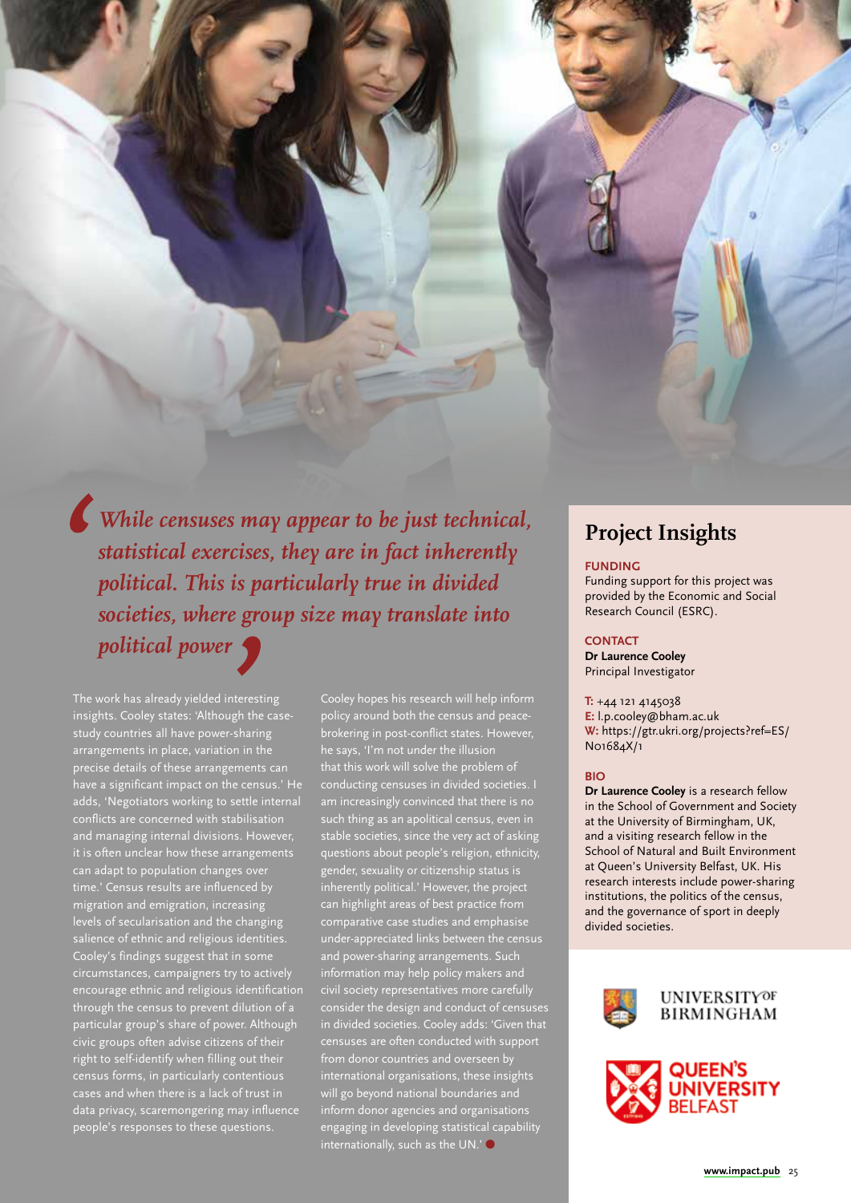*While censuses may appear to be just technical, statistical exercises, they are in fact inherently political. This is particularly true in divided societies, where group size may translate into political power*

The work has already yielded interesting insights. Cooley states: 'Although the case-study countries all have power-sharing arrangements in place, variation in the precise details of these arrangements can have a significant impact on the census.' He adds, 'Negotiators working to settle internal conflicts are concerned with stabilisation and managing internal divisions. However, it is often unclear how these arrangements can adapt to population changes over time.' Census results are influenced by migration and emigration, increasing levels of secularisation and the changing salience of ethnic and religious identities. Cooley's findings suggest that in some circumstances, campaigners try to actively encourage ethnic and religious identification through the census to prevent dilution of a particular group's share of power. Although civic groups often advise citizens of their right to self-identify when filling out their census forms, in particularly contentious cases and when there is a lack of trust in data privacy, scaremongering may influence people's responses to these questions.

Cooley hopes his research will help inform policy around both the census and peace-brokering in post-conflict states. However, he says, 'I'm not under the illusion that this work will solve the problem of conducting censuses in divided societies. I am increasingly convinced that there is no such thing as an apolitical census, even in stable societies, since the very act of asking questions about people's religion, ethnicity, gender, sexuality or citizenship status is inherently political.' However, the project can highlight areas of best practice from comparative case studies and emphasise under-appreciated links between the census and power-sharing arrangements. Such information may help policy makers and civil society representatives more carefully consider the design and conduct of censuses in divided societies. Cooley adds: 'Given that censuses are often conducted with support from donor countries and overseen by international organisations, these insights will go beyond national boundaries and inform donor agencies and organisations engaging in developing statistical capability internationally, such as the UN.'

## Project Insights

**FUNDING**

Funding support for this project was provided by the Economic and Social Research Council (ESRC).

**CONTACT**

**Dr Laurence Cooley**
Principal Investigator

**T:** +44 121 4145038
**E:** l.p.cooley@bham.ac.uk
**W:** https://gtr.ukri.org/projects?ref=ES/N01684X/1

**BIO**

**Dr Laurence Cooley** is a research fellow in the School of Government and Society at the University of Birmingham, UK, and a visiting research fellow in the School of Natural and Built Environment at Queen's University Belfast, UK. His research interests include power-sharing institutions, the politics of the census, and the governance of sport in deeply divided societies.

UNIVERSITY OF BIRMINGHAM

QUEEN'S UNIVERSITY BELFAST